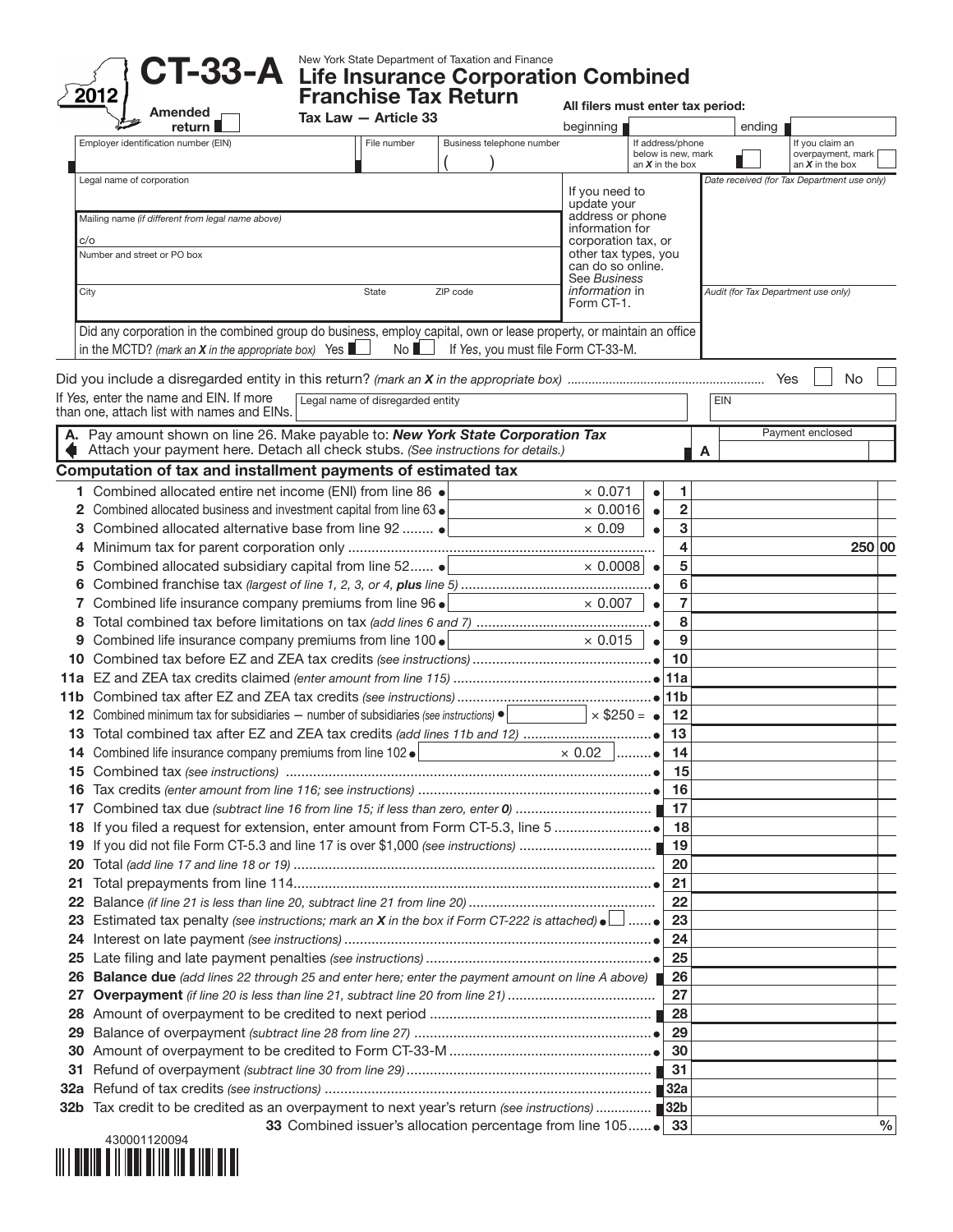# CT-33-A

**2012**

New York State Department of Taxation and Finance

## Life Insurance Corporation Combined Franchise Tax Return

**Tax Law — Article 33**

Amended return ☐

**All filers must enter tax period:** beginning ______ ending ______

| Employer identification number (EIN) | File number | Business telephone number ( ) | If address/phone below is new, mark an *X* in the box ☐ | If you claim an overpayment, mark an *X* in the box ☐ |
|---|---|---|---|---|

| Legal name of corporation | If you need to update your address or phone information for corporation tax, or other tax types, you can do so online. See *Business information* in Form CT-1. | *Date received (for Tax Department use only)* |
|---|---|---|
| Mailing name *(if different from legal name above)* c/o | | |
| Number and street or PO box | | |
| City / State / ZIP code | | *Audit (for Tax Department use only)* |

Did any corporation in the combined group do business, employ capital, own or lease property, or maintain an office in the MCTD? *(mark an X in the appropriate box)* Yes ☐ No ☐ If *Yes*, you must file Form CT-33-M.

Did you include a disregarded entity in this return? *(mark an X in the appropriate box)* ........ Yes ☐ No ☐

If *Yes*, enter the name and EIN. If more than one, attach list with names and EINs. Legal name of disregarded entity ______ EIN ______

**A.** Pay amount shown on line 26. Make payable to: ***New York State Corporation Tax***
Attach your payment here. Detach all check stubs. *(See instructions for details.)* **A** Payment enclosed ______

### Computation of tax and installment payments of estimated tax

| Line | Description | Amount | Rate | Line | Tax |
|---|---|---|---|---|---|
| 1 | Combined allocated entire net income (ENI) from line 86 | | × 0.071 | 1 | |
| 2 | Combined allocated business and investment capital from line 63 | | × 0.0016 | 2 | |
| 3 | Combined allocated alternative base from line 92 | | × 0.09 | 3 | |
| 4 | Minimum tax for parent corporation only | | | 4 | 250 00 |
| 5 | Combined allocated subsidiary capital from line 52 | | × 0.0008 | 5 | |
| 6 | Combined franchise tax *(largest of line 1, 2, 3, or 4, **plus** line 5)* | | | 6 | |
| 7 | Combined life insurance company premiums from line 96 | | × 0.007 | 7 | |
| 8 | Total combined tax before limitations on tax *(add lines 6 and 7)* | | | 8 | |
| 9 | Combined life insurance company premiums from line 100 | | × 0.015 | 9 | |
| 10 | Combined tax before EZ and ZEA tax credits *(see instructions)* | | | 10 | |
| 11a | EZ and ZEA tax credits claimed *(enter amount from line 115)* | | | 11a | |
| 11b | Combined tax after EZ and ZEA tax credits *(see instructions)* | | | 11b | |
| 12 | Combined minimum tax for subsidiaries — number of subsidiaries *(see instructions)* | | × $250 = | 12 | |
| 13 | Total combined tax after EZ and ZEA tax credits *(add lines 11b and 12)* | | | 13 | |
| 14 | Combined life insurance company premiums from line 102 | | × 0.02 | 14 | |
| 15 | Combined tax *(see instructions)* | | | 15 | |
| 16 | Tax credits *(enter amount from line 116; see instructions)* | | | 16 | |
| 17 | Combined tax due *(subtract line 16 from line 15; if less than zero, enter 0)* | | | 17 | |
| 18 | If you filed a request for extension, enter amount from Form CT-5.3, line 5 | | | 18 | |
| 19 | If you did not file Form CT-5.3 and line 17 is over $1,000 *(see instructions)* | | | 19 | |
| 20 | Total *(add line 17 and line 18 or 19)* | | | 20 | |
| 21 | Total prepayments from line 114 | | | 21 | |
| 22 | Balance *(if line 21 is less than line 20, subtract line 21 from line 20)* | | | 22 | |
| 23 | Estimated tax penalty *(see instructions; mark an X in the box if Form CT-222 is attached)* ☐ | | | 23 | |
| 24 | Interest on late payment *(see instructions)* | | | 24 | |
| 25 | Late filing and late payment penalties *(see instructions)* | | | 25 | |
| 26 | **Balance due** *(add lines 22 through 25 and enter here; enter the payment amount on line A above)* | | | 26 | |
| 27 | **Overpayment** *(if line 20 is less than line 21, subtract line 20 from line 21)* | | | 27 | |
| 28 | Amount of overpayment to be credited to next period | | | 28 | |
| 29 | Balance of overpayment *(subtract line 28 from line 27)* | | | 29 | |
| 30 | Amount of overpayment to be credited to Form CT-33-M | | | 30 | |
| 31 | Refund of overpayment *(subtract line 30 from line 29)* | | | 31 | |
| 32a | Refund of tax credits *(see instructions)* | | | 32a | |
| 32b | Tax credit to be credited as an overpayment to next year's return *(see instructions)* | | | 32b | |
| 33 | Combined issuer's allocation percentage from line 105 | | | 33 | % |

430001120094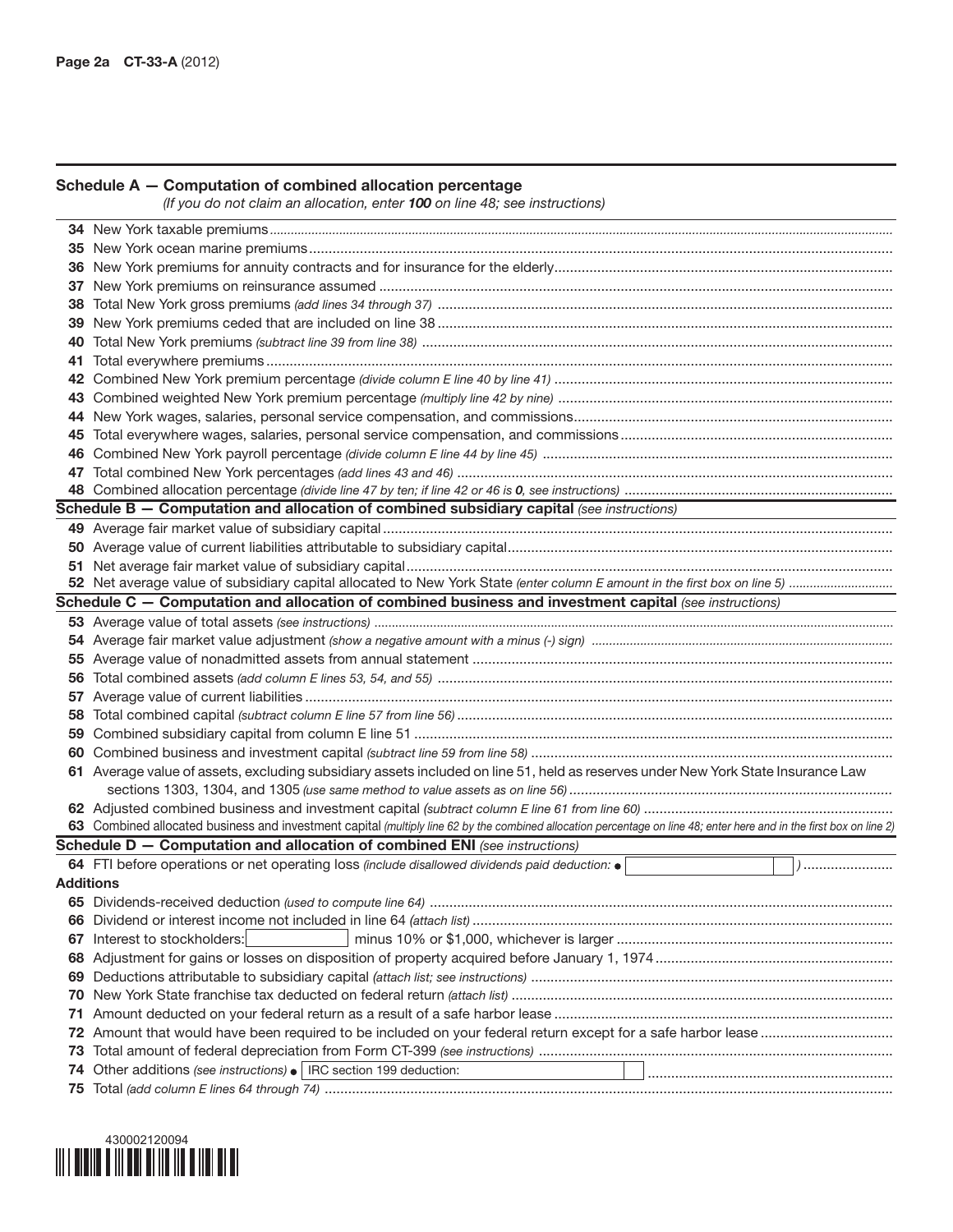## Schedule A — Computation of combined allocation percentage

*(If you do not claim an allocation, enter **100** on line 48; see instructions)*

34 New York taxable premiums

35 New York ocean marine premiums

36 New York premiums for annuity contracts and for insurance for the elderly

37 New York premiums on reinsurance assumed

38 Total New York gross premiums *(add lines 34 through 37)*

39 New York premiums ceded that are included on line 38

40 Total New York premiums *(subtract line 39 from line 38)*

41 Total everywhere premiums

42 Combined New York premium percentage *(divide column E line 40 by line 41)*

43 Combined weighted New York premium percentage *(multiply line 42 by nine)*

44 New York wages, salaries, personal service compensation, and commissions

45 Total everywhere wages, salaries, personal service compensation, and commissions

46 Combined New York payroll percentage *(divide column E line 44 by line 45)*

47 Total combined New York percentages *(add lines 43 and 46)*

48 Combined allocation percentage *(divide line 47 by ten; if line 42 or 46 is **0**, see instructions)*

## Schedule B — Computation and allocation of combined subsidiary capital *(see instructions)*

49 Average fair market value of subsidiary capital

50 Average value of current liabilities attributable to subsidiary capital

51 Net average fair market value of subsidiary capital

52 Net average value of subsidiary capital allocated to New York State *(enter column E amount in the first box on line 5)*

## Schedule C — Computation and allocation of combined business and investment capital *(see instructions)*

53 Average value of total assets *(see instructions)*

54 Average fair market value adjustment *(show a negative amount with a minus (-) sign)*

55 Average value of nonadmitted assets from annual statement

56 Total combined assets *(add column E lines 53, 54, and 55)*

57 Average value of current liabilities

58 Total combined capital *(subtract column E line 57 from line 56)*

59 Combined subsidiary capital from column E line 51

60 Combined business and investment capital *(subtract line 59 from line 58)*

61 Average value of assets, excluding subsidiary assets included on line 51, held as reserves under New York State Insurance Law sections 1303, 1304, and 1305 *(use same method to value assets as on line 56)*

62 Adjusted combined business and investment capital *(subtract column E line 61 from line 60)*

63 Combined allocated business and investment capital *(multiply line 62 by the combined allocation percentage on line 48; enter here and in the first box on line 2)*

## Schedule D — Computation and allocation of combined ENI *(see instructions)*

64 FTI before operations or net operating loss *(include disallowed dividends paid deduction: ● [ ] )*

**Additions**

65 Dividends-received deduction *(used to compute line 64)*

66 Dividend or interest income not included in line 64 *(attach list)*

67 Interest to stockholders: [ ] minus 10% or $1,000, whichever is larger

68 Adjustment for gains or losses on disposition of property acquired before January 1, 1974

69 Deductions attributable to subsidiary capital *(attach list; see instructions)*

70 New York State franchise tax deducted on federal return *(attach list)*

71 Amount deducted on your federal return as a result of a safe harbor lease

72 Amount that would have been required to be included on your federal return except for a safe harbor lease

73 Total amount of federal depreciation from Form CT-399 *(see instructions)*

74 Other additions *(see instructions)* ● IRC section 199 deduction: [ ]

75 Total *(add column E lines 64 through 74)*

430002120094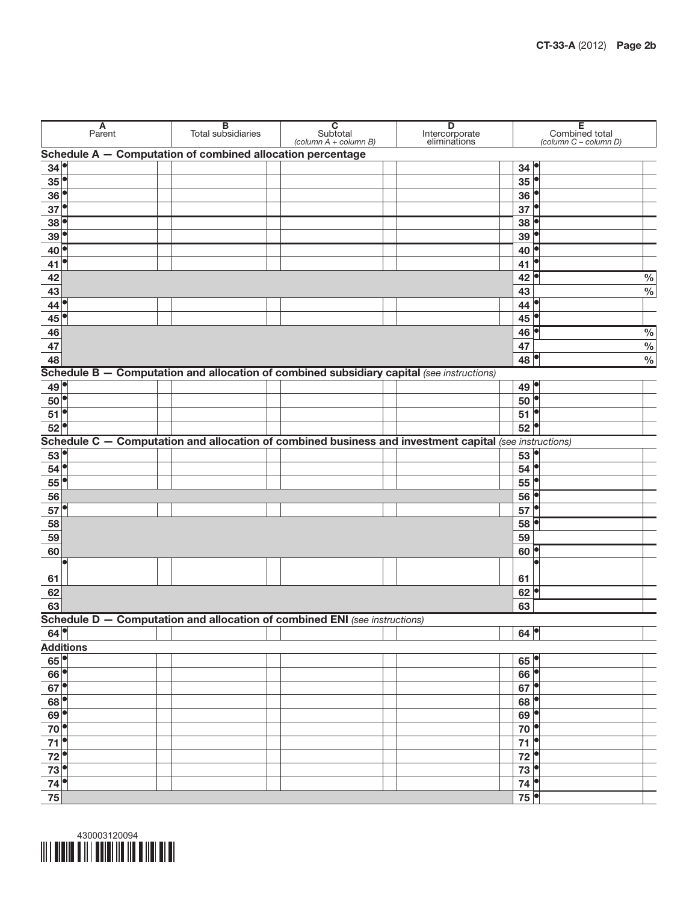| | A Parent | B Total subsidiaries | C Subtotal *(column A + column B)* | D Intercorporate eliminations | | E Combined total *(column C – column D)* |
|---|---|---|---|---|---|---|
| **Schedule A — Computation of combined allocation percentage** | | | | | | |
| 34 | | | | | 34 | |
| 35 | | | | | 35 | |
| 36 | | | | | 36 | |
| 37 | | | | | 37 | |
| 38 | | | | | 38 | |
| 39 | | | | | 39 | |
| 40 | | | | | 40 | |
| 41 | | | | | 41 | |
| 42 | | | | | 42 | % |
| 43 | | | | | 43 | % |
| 44 | | | | | 44 | |
| 45 | | | | | 45 | |
| 46 | | | | | 46 | % |
| 47 | | | | | 47 | % |
| 48 | | | | | 48 | % |
| **Schedule B — Computation and allocation of combined subsidiary capital** *(see instructions)* | | | | | | |
| 49 | | | | | 49 | |
| 50 | | | | | 50 | |
| 51 | | | | | 51 | |
| 52 | | | | | 52 | |
| **Schedule C — Computation and allocation of combined business and investment capital** *(see instructions)* | | | | | | |
| 53 | | | | | 53 | |
| 54 | | | | | 54 | |
| 55 | | | | | 55 | |
| 56 | | | | | 56 | |
| 57 | | | | | 57 | |
| 58 | | | | | 58 | |
| 59 | | | | | 59 | |
| 60 | | | | | 60 | |
| 61 | | | | | 61 | |
| 62 | | | | | 62 | |
| 63 | | | | | 63 | |
| **Schedule D — Computation and allocation of combined ENI** *(see instructions)* | | | | | | |
| 64 | | | | | 64 | |
| **Additions** | | | | | | |
| 65 | | | | | 65 | |
| 66 | | | | | 66 | |
| 67 | | | | | 67 | |
| 68 | | | | | 68 | |
| 69 | | | | | 69 | |
| 70 | | | | | 70 | |
| 71 | | | | | 71 | |
| 72 | | | | | 72 | |
| 73 | | | | | 73 | |
| 74 | | | | | 74 | |
| 75 | | | | | 75 | |

430003120094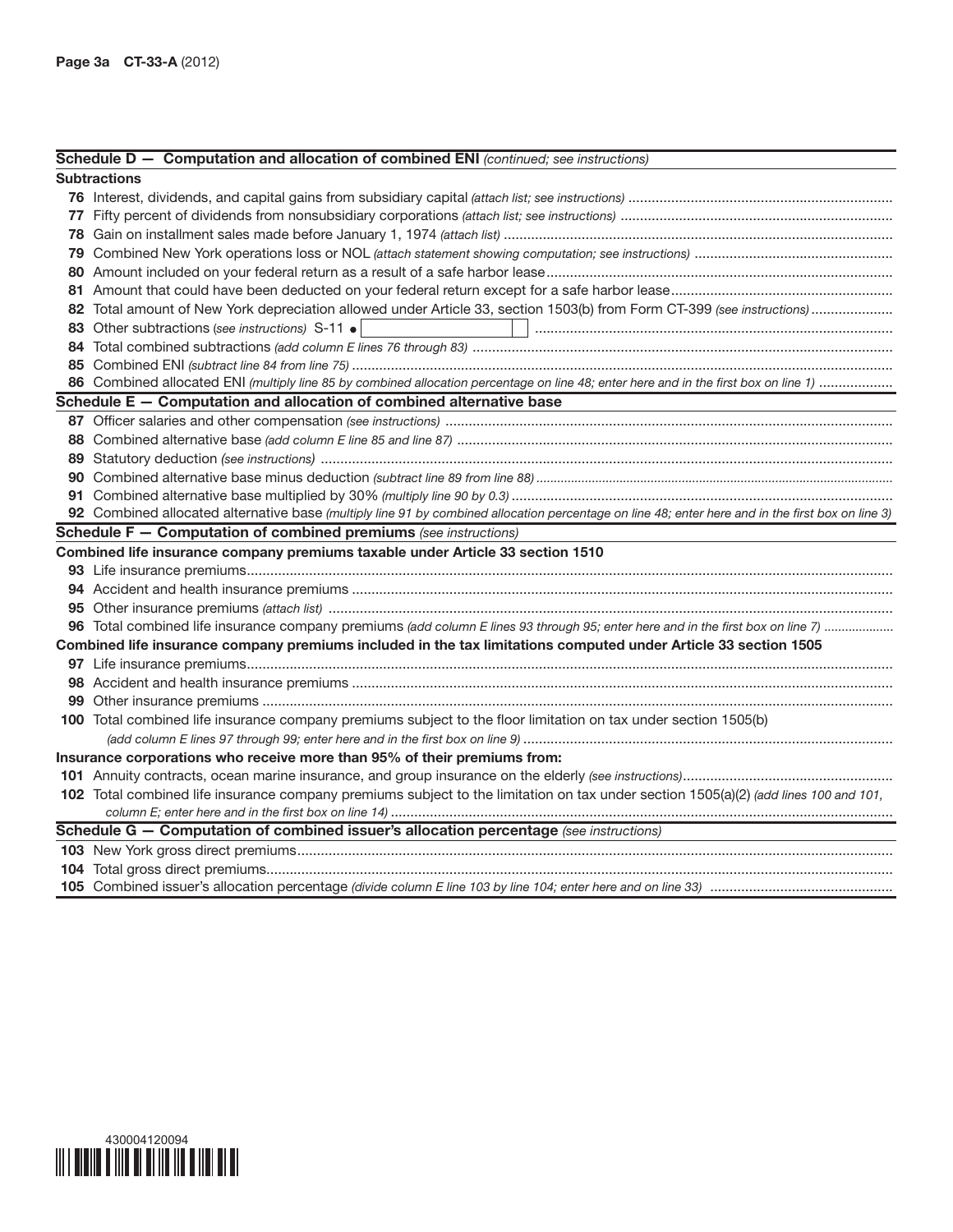## Schedule D — Computation and allocation of combined ENI *(continued; see instructions)*

**Subtractions**

**76** Interest, dividends, and capital gains from subsidiary capital *(attach list; see instructions)*

**77** Fifty percent of dividends from nonsubsidiary corporations *(attach list; see instructions)*

**78** Gain on installment sales made before January 1, 1974 *(attach list)*

**79** Combined New York operations loss or NOL *(attach statement showing computation; see instructions)*

**80** Amount included on your federal return as a result of a safe harbor lease

**81** Amount that could have been deducted on your federal return except for a safe harbor lease

**82** Total amount of New York depreciation allowed under Article 33, section 1503(b) from Form CT-399 *(see instructions)*

**83** Other subtractions (*see instructions*) S-11 •

**84** Total combined subtractions *(add column E lines 76 through 83)*

**85** Combined ENI *(subtract line 84 from line 75)*

**86** Combined allocated ENI *(multiply line 85 by combined allocation percentage on line 48; enter here and in the first box on line 1)*

## Schedule E — Computation and allocation of combined alternative base

**87** Officer salaries and other compensation *(see instructions)*

**88** Combined alternative base *(add column E line 85 and line 87)*

**89** Statutory deduction *(see instructions)*

**90** Combined alternative base minus deduction *(subtract line 89 from line 88)*

**91** Combined alternative base multiplied by 30% *(multiply line 90 by 0.3)*

**92** Combined allocated alternative base *(multiply line 91 by combined allocation percentage on line 48; enter here and in the first box on line 3)*

## Schedule F — Computation of combined premiums *(see instructions)*

**Combined life insurance company premiums taxable under Article 33 section 1510**

**93** Life insurance premiums

**94** Accident and health insurance premiums

**95** Other insurance premiums *(attach list)*

**96** Total combined life insurance company premiums *(add column E lines 93 through 95; enter here and in the first box on line 7)*

**Combined life insurance company premiums included in the tax limitations computed under Article 33 section 1505**

**97** Life insurance premiums

**98** Accident and health insurance premiums

**99** Other insurance premiums

**100** Total combined life insurance company premiums subject to the floor limitation on tax under section 1505(b) *(add column E lines 97 through 99; enter here and in the first box on line 9)*

**Insurance corporations who receive more than 95% of their premiums from:**

**101** Annuity contracts, ocean marine insurance, and group insurance on the elderly *(see instructions)*

**102** Total combined life insurance company premiums subject to the limitation on tax under section 1505(a)(2) *(add lines 100 and 101, column E; enter here and in the first box on line 14)*

## Schedule G — Computation of combined issuer's allocation percentage *(see instructions)*

**103** New York gross direct premiums

**104** Total gross direct premiums

**105** Combined issuer's allocation percentage *(divide column E line 103 by line 104; enter here and on line 33)*

430004120094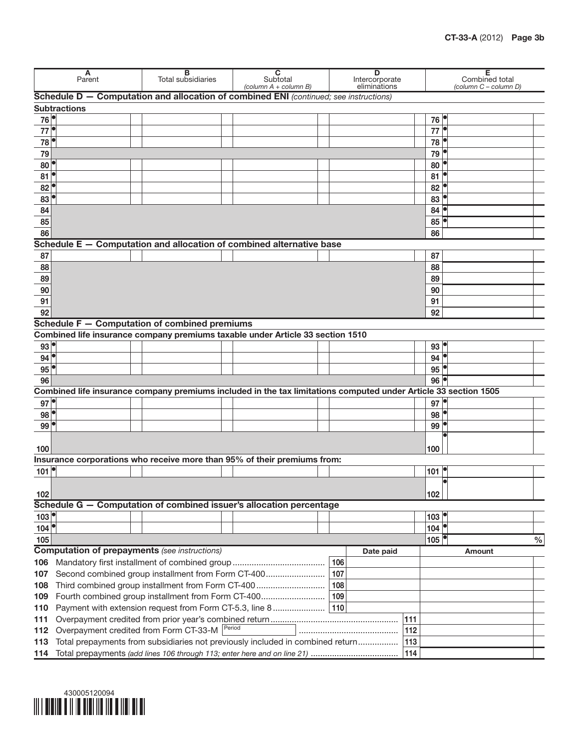| | A Parent | B Total subsidiaries | C Subtotal *(column A + column B)* | D Intercorporate eliminations | | E Combined total *(column C – column D)* |
|---|---|---|---|---|---|---|
| **Schedule D — Computation and allocation of combined ENI** *(continued; see instructions)* | | | | | | |
| **Subtractions** | | | | | | |
| 76 • | | | | | 76 • | |
| 77 • | | | | | 77 • | |
| 78 • | | | | | 78 • | |
| 79 | | | | | 79 • | |
| 80 • | | | | | 80 • | |
| 81 • | | | | | 81 • | |
| 82 • | | | | | 82 • | |
| 83 • | | | | | 83 • | |
| 84 | | | | | 84 • | |
| 85 | | | | | 85 • | |
| 86 | | | | | 86 | |
| **Schedule E — Computation and allocation of combined alternative base** | | | | | | |
| 87 | | | | | 87 | |
| 88 | | | | | 88 | |
| 89 | | | | | 89 | |
| 90 | | | | | 90 | |
| 91 | | | | | 91 | |
| 92 | | | | | 92 | |
| **Schedule F — Computation of combined premiums** | | | | | | |
| **Combined life insurance company premiums taxable under Article 33 section 1510** | | | | | | |
| 93 • | | | | | 93 • | |
| 94 • | | | | | 94 • | |
| 95 • | | | | | 95 • | |
| 96 | | | | | 96 • | |
| **Combined life insurance company premiums included in the tax limitations computed under Article 33 section 1505** | | | | | | |
| 97 • | | | | | 97 • | |
| 98 • | | | | | 98 • | |
| 99 • | | | | | 99 • | |
| 100 | | | | | 100 • | |
| **Insurance corporations who receive more than 95% of their premiums from:** | | | | | | |
| 101 • | | | | | 101 • | |
| 102 | | | | | 102 • | |
| **Schedule G — Computation of combined issuer's allocation percentage** | | | | | | |
| 103 • | | | | | 103 • | |
| 104 • | | | | | 104 • | |
| 105 | | | | | 105 • | % |

**Computation of prepayments** *(see instructions)*

| | | | Date paid | Amount |
|---|---|---|---|---|
| 106 | Mandatory first installment of combined group | 106 | | |
| 107 | Second combined group installment from Form CT-400 | 107 | | |
| 108 | Third combined group installment from Form CT-400 | 108 | | |
| 109 | Fourth combined group installment from Form CT-400 | 109 | | |
| 110 | Payment with extension request from Form CT-5.3, line 8 | 110 | | |
| 111 | Overpayment credited from prior year's combined return | | 111 | |
| 112 | Overpayment credited from Form CT-33-M Period | | 112 | |
| 113 | Total prepayments from subsidiaries not previously included in combined return | | 113 | |
| 114 | Total prepayments *(add lines 106 through 113; enter here and on line 21)* | | 114 | |

430005120094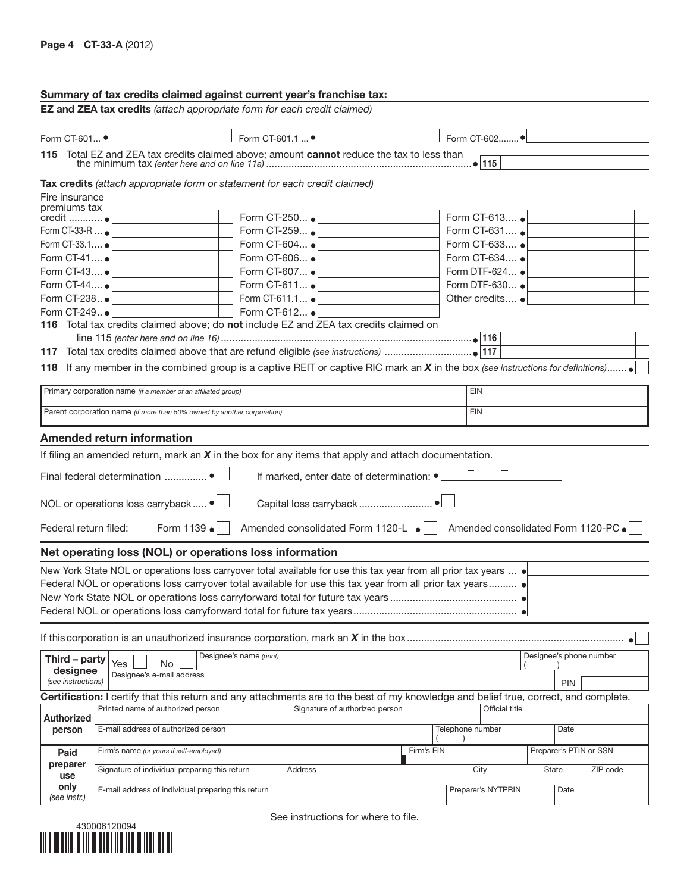## Summary of tax credits claimed against current year's franchise tax:

**EZ and ZEA tax credits** *(attach appropriate form for each credit claimed)*

| | | |
|---|---|---|
| Form CT-601... | Form CT-601.1 ... | Form CT-602........ |

**115** Total EZ and ZEA tax credits claimed above; amount **cannot** reduce the tax to less than the minimum tax *(enter here and on line 11a)* ........................................................................ **115**

**Tax credits** *(attach appropriate form or statement for each credit claimed)*

| | | |
|---|---|---|
| Fire insurance premiums tax credit ............ | Form CT-250... | Form CT-613.... |
| Form CT-33-R .... | Form CT-259... | Form CT-631.... |
| Form CT-33.1.... | Form CT-604... | Form CT-633.... |
| Form CT-41.... | Form CT-606... | Form CT-634.... |
| Form CT-43.... | Form CT-607... | Form DTF-624... |
| Form CT-44.... | Form CT-611... | Form DTF-630... |
| Form CT-238.. | Form CT-611.1... | Other credits.... |
| Form CT-249.. | Form CT-612... | |

**116** Total tax credits claimed above; do **not** include EZ and ZEA tax credits claimed on line 115 *(enter here and on line 16)* ........................................................................ **116**

**117** Total tax credits claimed above that are refund eligible *(see instructions)* .............................. **117**

**118** If any member in the combined group is a captive REIT or captive RIC mark an ***X*** in the box *(see instructions for definitions)*....... ☐

| | |
|---|---|
| Primary corporation name *(if a member of an affiliated group)* | EIN |
| Parent corporation name *(if more than 50% owned by another corporation)* | EIN |

## Amended return information

If filing an amended return, mark an ***X*** in the box for any items that apply and attach documentation.

Final federal determination ............... ☐ If marked, enter date of determination: ______

NOL or operations loss carryback..... ☐ Capital loss carryback.......................... ☐

Federal return filed: Form 1139 ☐ Amended consolidated Form 1120-L ☐ Amended consolidated Form 1120-PC ☐

## Net operating loss (NOL) or operations loss information

New York State NOL or operations loss carryover total available for use this tax year from all prior tax years ...

Federal NOL or operations loss carryover total available for use this tax year from all prior tax years..........

New York State NOL or operations loss carryforward total for future tax years ............................................

Federal NOL or operations loss carryforward total for future tax years.........................................................

If this corporation is an unauthorized insurance corporation, mark an ***X*** in the box............................................................................ ☐

| | | | |
|---|---|---|---|
| **Third – party designee** *(see instructions)* | Yes ☐ No ☐ | Designee's name *(print)* | Designee's phone number ( ) |
| | Designee's e-mail address | | PIN |

**Certification:** I certify that this return and any attachments are to the best of my knowledge and belief true, correct, and complete.

| | | | | |
|---|---|---|---|---|
| **Authorized person** | Printed name of authorized person | Signature of authorized person | Official title | |
| | E-mail address of authorized person | | Telephone number ( ) | Date |

| | | | | | |
|---|---|---|---|---|---|
| **Paid preparer use only** *(see instr.)* | Firm's name *(or yours if self-employed)* | | Firm's EIN | Preparer's PTIN or SSN | |
| | Signature of individual preparing this return | Address | City | State | ZIP code |
| | E-mail address of individual preparing this return | | Preparer's NYTPRIN | Date | |

See instructions for where to file.

430006120094